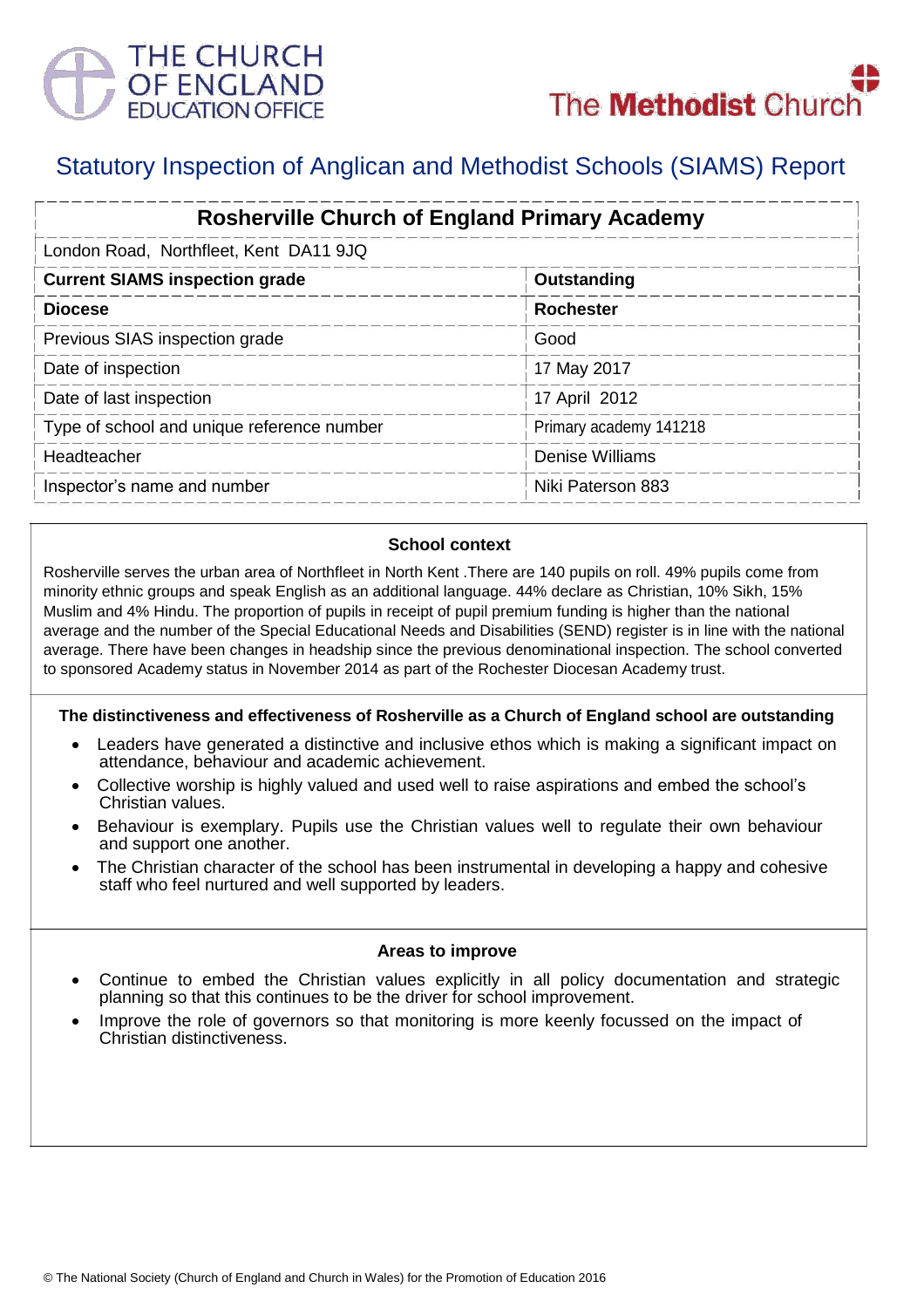THE CHURCH OF ENGLAND EDUCATION OFFICE

The Methodist Church

# Statutory Inspection of Anglican and Methodist Schools (SIAMS) Report

| Rosherville Church of England Primary Academy | |
|---|---|
| London Road, Northfleet, Kent DA11 9JQ | |
| **Current SIAMS inspection grade** | **Outstanding** |
| **Diocese** | **Rochester** |
| Previous SIAS inspection grade | Good |
| Date of inspection | 17 May 2017 |
| Date of last inspection | 17 April 2012 |
| Type of school and unique reference number | Primary academy 141218 |
| Headteacher | Denise Williams |
| Inspector's name and number | Niki Paterson 883 |

## School context

Rosherville serves the urban area of Northfleet in North Kent .There are 140 pupils on roll. 49% pupils come from minority ethnic groups and speak English as an additional language. 44% declare as Christian, 10% Sikh, 15% Muslim and 4% Hindu. The proportion of pupils in receipt of pupil premium funding is higher than the national average and the number of the Special Educational Needs and Disabilities (SEND) register is in line with the national average. There have been changes in headship since the previous denominational inspection. The school converted to sponsored Academy status in November 2014 as part of the Rochester Diocesan Academy trust.

## The distinctiveness and effectiveness of Rosherville as a Church of England school are outstanding

- Leaders have generated a distinctive and inclusive ethos which is making a significant impact on attendance, behaviour and academic achievement.
- Collective worship is highly valued and used well to raise aspirations and embed the school's Christian values.
- Behaviour is exemplary. Pupils use the Christian values well to regulate their own behaviour and support one another.
- The Christian character of the school has been instrumental in developing a happy and cohesive staff who feel nurtured and well supported by leaders.

## Areas to improve

- Continue to embed the Christian values explicitly in all policy documentation and strategic planning so that this continues to be the driver for school improvement.
- Improve the role of governors so that monitoring is more keenly focussed on the impact of Christian distinctiveness.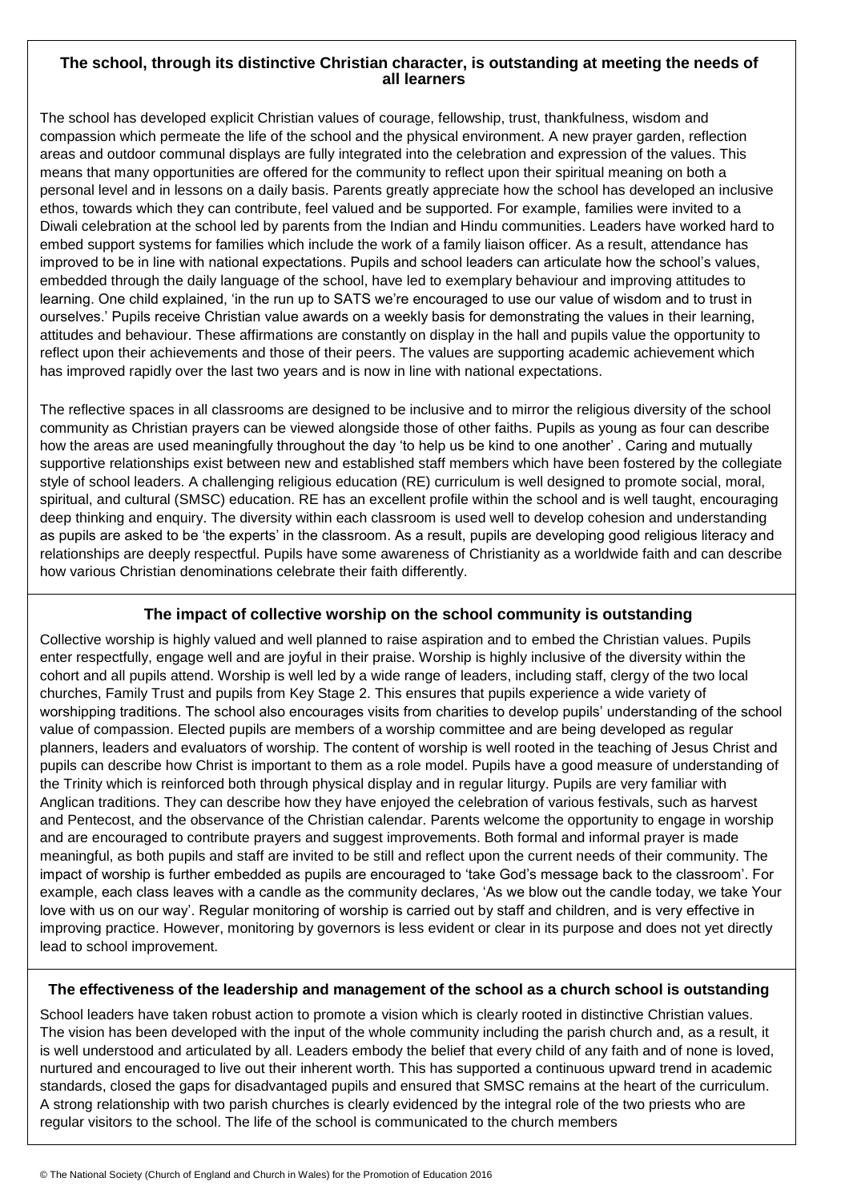### The school, through its distinctive Christian character, is outstanding at meeting the needs of all learners

The school has developed explicit Christian values of courage, fellowship, trust, thankfulness, wisdom and compassion which permeate the life of the school and the physical environment. A new prayer garden, reflection areas and outdoor communal displays are fully integrated into the celebration and expression of the values. This means that many opportunities are offered for the community to reflect upon their spiritual meaning on both a personal level and in lessons on a daily basis. Parents greatly appreciate how the school has developed an inclusive ethos, towards which they can contribute, feel valued and be supported. For example, families were invited to a Diwali celebration at the school led by parents from the Indian and Hindu communities. Leaders have worked hard to embed support systems for families which include the work of a family liaison officer. As a result, attendance has improved to be in line with national expectations. Pupils and school leaders can articulate how the school's values, embedded through the daily language of the school, have led to exemplary behaviour and improving attitudes to learning. One child explained, 'in the run up to SATS we're encouraged to use our value of wisdom and to trust in ourselves.' Pupils receive Christian value awards on a weekly basis for demonstrating the values in their learning, attitudes and behaviour. These affirmations are constantly on display in the hall and pupils value the opportunity to reflect upon their achievements and those of their peers. The values are supporting academic achievement which has improved rapidly over the last two years and is now in line with national expectations.

The reflective spaces in all classrooms are designed to be inclusive and to mirror the religious diversity of the school community as Christian prayers can be viewed alongside those of other faiths. Pupils as young as four can describe how the areas are used meaningfully throughout the day 'to help us be kind to one another' . Caring and mutually supportive relationships exist between new and established staff members which have been fostered by the collegiate style of school leaders. A challenging religious education (RE) curriculum is well designed to promote social, moral, spiritual, and cultural (SMSC) education. RE has an excellent profile within the school and is well taught, encouraging deep thinking and enquiry. The diversity within each classroom is used well to develop cohesion and understanding as pupils are asked to be 'the experts' in the classroom. As a result, pupils are developing good religious literacy and relationships are deeply respectful. Pupils have some awareness of Christianity as a worldwide faith and can describe how various Christian denominations celebrate their faith differently.

### The impact of collective worship on the school community is outstanding

Collective worship is highly valued and well planned to raise aspiration and to embed the Christian values. Pupils enter respectfully, engage well and are joyful in their praise. Worship is highly inclusive of the diversity within the cohort and all pupils attend. Worship is well led by a wide range of leaders, including staff, clergy of the two local churches, Family Trust and pupils from Key Stage 2. This ensures that pupils experience a wide variety of worshipping traditions. The school also encourages visits from charities to develop pupils' understanding of the school value of compassion. Elected pupils are members of a worship committee and are being developed as regular planners, leaders and evaluators of worship. The content of worship is well rooted in the teaching of Jesus Christ and pupils can describe how Christ is important to them as a role model. Pupils have a good measure of understanding of the Trinity which is reinforced both through physical display and in regular liturgy. Pupils are very familiar with Anglican traditions. They can describe how they have enjoyed the celebration of various festivals, such as harvest and Pentecost, and the observance of the Christian calendar. Parents welcome the opportunity to engage in worship and are encouraged to contribute prayers and suggest improvements. Both formal and informal prayer is made meaningful, as both pupils and staff are invited to be still and reflect upon the current needs of their community. The impact of worship is further embedded as pupils are encouraged to 'take God's message back to the classroom'. For example, each class leaves with a candle as the community declares, 'As we blow out the candle today, we take Your love with us on our way'. Regular monitoring of worship is carried out by staff and children, and is very effective in improving practice. However, monitoring by governors is less evident or clear in its purpose and does not yet directly lead to school improvement.

### The effectiveness of the leadership and management of the school as a church school is outstanding

School leaders have taken robust action to promote a vision which is clearly rooted in distinctive Christian values. The vision has been developed with the input of the whole community including the parish church and, as a result, it is well understood and articulated by all. Leaders embody the belief that every child of any faith and of none is loved, nurtured and encouraged to live out their inherent worth. This has supported a continuous upward trend in academic standards, closed the gaps for disadvantaged pupils and ensured that SMSC remains at the heart of the curriculum. A strong relationship with two parish churches is clearly evidenced by the integral role of the two priests who are regular visitors to the school. The life of the school is communicated to the church members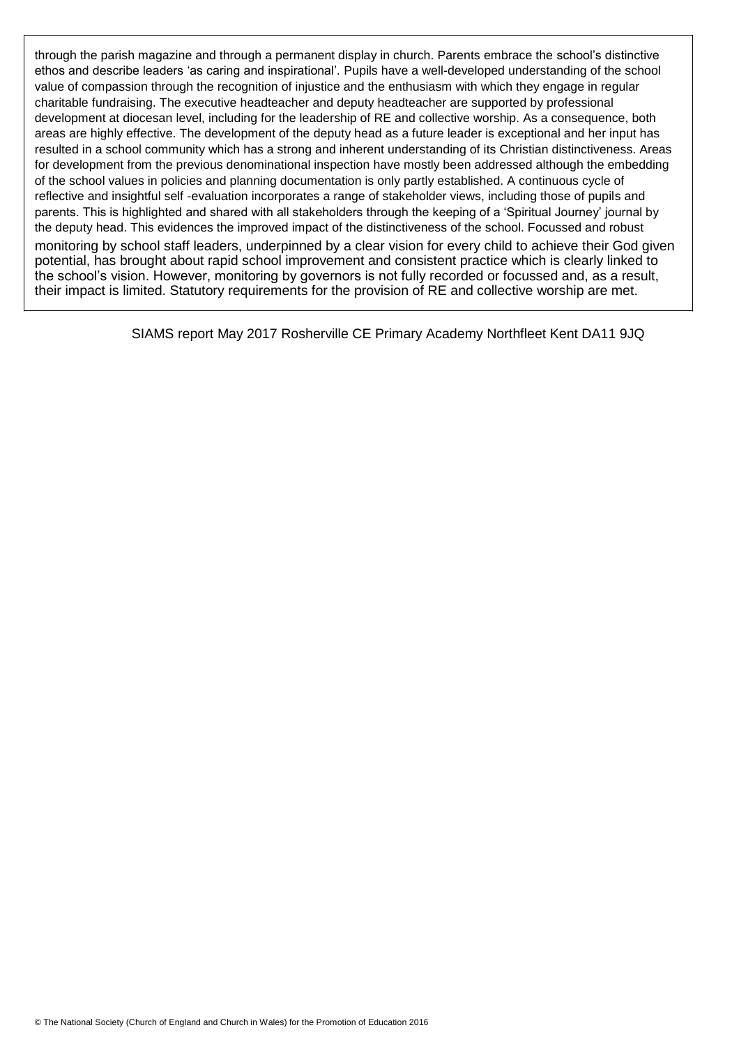through the parish magazine and through a permanent display in church. Parents embrace the school's distinctive ethos and describe leaders 'as caring and inspirational'. Pupils have a well-developed understanding of the school value of compassion through the recognition of injustice and the enthusiasm with which they engage in regular charitable fundraising. The executive headteacher and deputy headteacher are supported by professional development at diocesan level, including for the leadership of RE and collective worship. As a consequence, both areas are highly effective. The development of the deputy head as a future leader is exceptional and her input has resulted in a school community which has a strong and inherent understanding of its Christian distinctiveness. Areas for development from the previous denominational inspection have mostly been addressed although the embedding of the school values in policies and planning documentation is only partly established. A continuous cycle of reflective and insightful self -evaluation incorporates a range of stakeholder views, including those of pupils and parents. This is highlighted and shared with all stakeholders through the keeping of a 'Spiritual Journey' journal by the deputy head. This evidences the improved impact of the distinctiveness of the school. Focussed and robust monitoring by school staff leaders, underpinned by a clear vision for every child to achieve their God given potential, has brought about rapid school improvement and consistent practice which is clearly linked to the school's vision. However, monitoring by governors is not fully recorded or focussed and, as a result, their impact is limited. Statutory requirements for the provision of RE and collective worship are met.

SIAMS report May 2017 Rosherville CE Primary Academy Northfleet Kent DA11 9JQ

© The National Society (Church of England and Church in Wales) for the Promotion of Education 2016